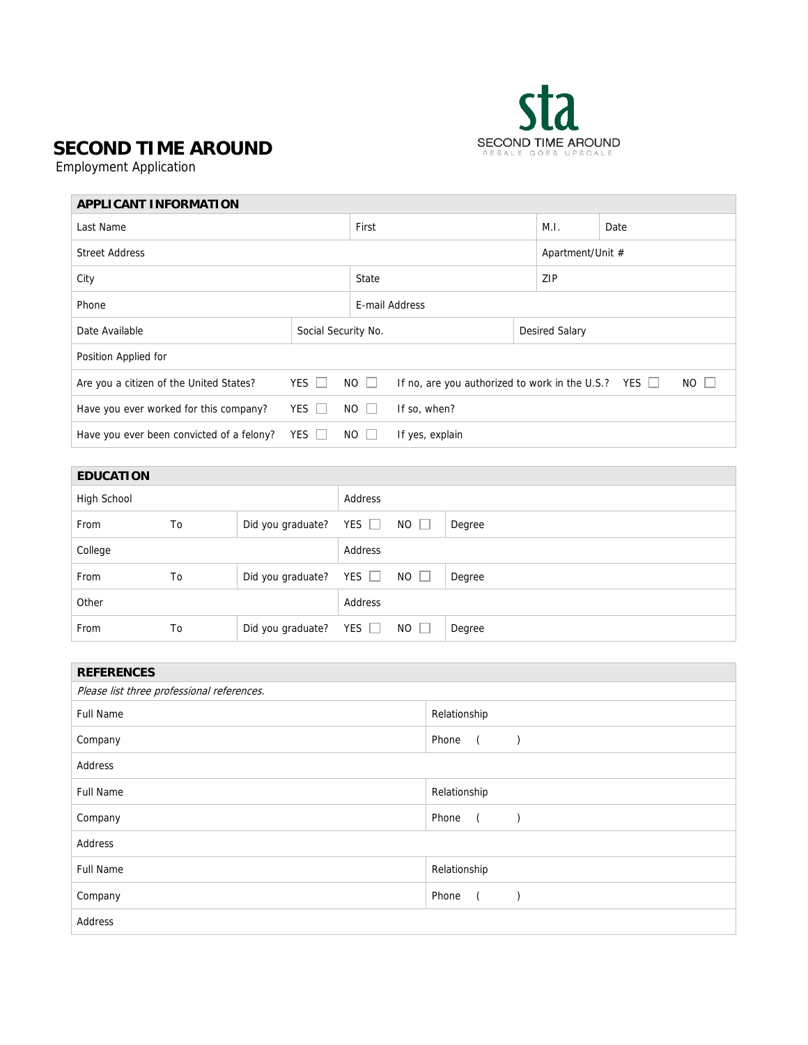# SECOND TIME AROUND

Employment Application

sta
SECOND TIME AROUND
RESALE GOES UPSCALE

## APPLICANT INFORMATION

| Last Name | | First | M.I. | Date |
|---|---|---|---|---|
| Street Address | | | Apartment/Unit # | |
| City | | State | ZIP | |
| Phone | | E-mail Address | | |
| Date Available | Social Security No. | | Desired Salary | |
| Position Applied for | | | | |

Are you a citizen of the United States? YES ☐ NO ☐ If no, are you authorized to work in the U.S.? YES ☐ NO ☐

Have you ever worked for this company? YES ☐ NO ☐ If so, when?

Have you ever been convicted of a felony? YES ☐ NO ☐ If yes, explain

## EDUCATION

| High School | | | Address |
|---|---|---|---|
| From | To | Did you graduate? YES ☐ NO ☐ | Degree |
| College | | | Address |
| From | To | Did you graduate? YES ☐ NO ☐ | Degree |
| Other | | | Address |
| From | To | Did you graduate? YES ☐ NO ☐ | Degree |

## REFERENCES

*Please list three professional references.*

| Full Name | Relationship |
|---|---|
| Company | Phone ( ) |
| Address | |
| Full Name | Relationship |
| Company | Phone ( ) |
| Address | |
| Full Name | Relationship |
| Company | Phone ( ) |
| Address | |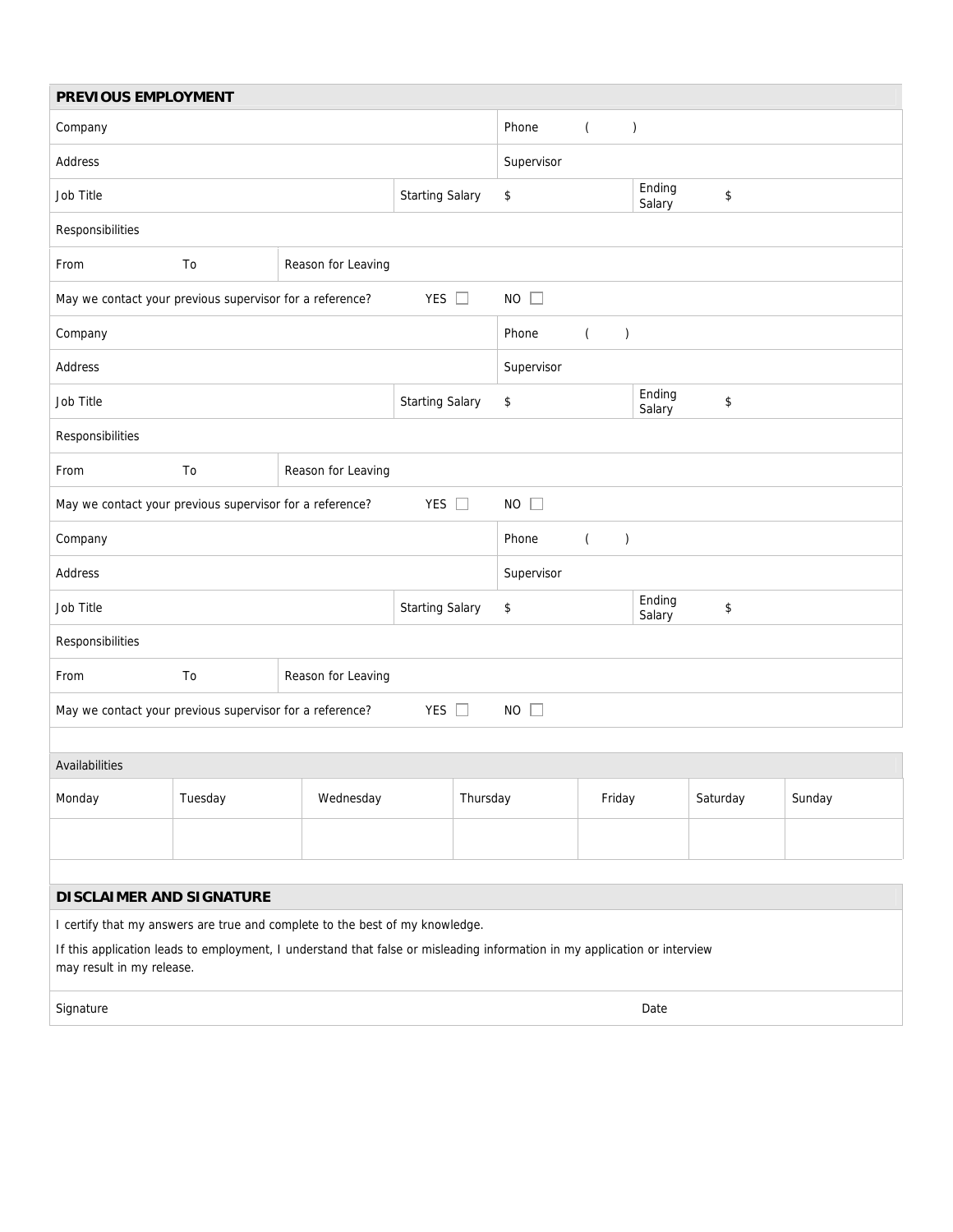## PREVIOUS EMPLOYMENT

| | | | | | |
|---|---|---|---|---|---|
| Company | | | Phone ( ) | | |
| Address | | | Supervisor | | |
| Job Title | | Starting Salary | $ | Ending Salary | $ |
| Responsibilities | | | | | |
| From | To | Reason for Leaving | | | |
| May we contact your previous supervisor for a reference? | | YES ☐ | NO ☐ | | |
| Company | | | Phone ( ) | | |
| Address | | | Supervisor | | |
| Job Title | | Starting Salary | $ | Ending Salary | $ |
| Responsibilities | | | | | |
| From | To | Reason for Leaving | | | |
| May we contact your previous supervisor for a reference? | | YES ☐ | NO ☐ | | |
| Company | | | Phone ( ) | | |
| Address | | | Supervisor | | |
| Job Title | | Starting Salary | $ | Ending Salary | $ |
| Responsibilities | | | | | |
| From | To | Reason for Leaving | | | |
| May we contact your previous supervisor for a reference? | | YES ☐ | NO ☐ | | |

Availabilities

| Monday | Tuesday | Wednesday | Thursday | Friday | Saturday | Sunday |
|---|---|---|---|---|---|---|
| | | | | | | |

## DISCLAIMER AND SIGNATURE

I certify that my answers are true and complete to the best of my knowledge.

If this application leads to employment, I understand that false or misleading information in my application or interview may result in my release.

| | |
|---|---|
| Signature | Date |